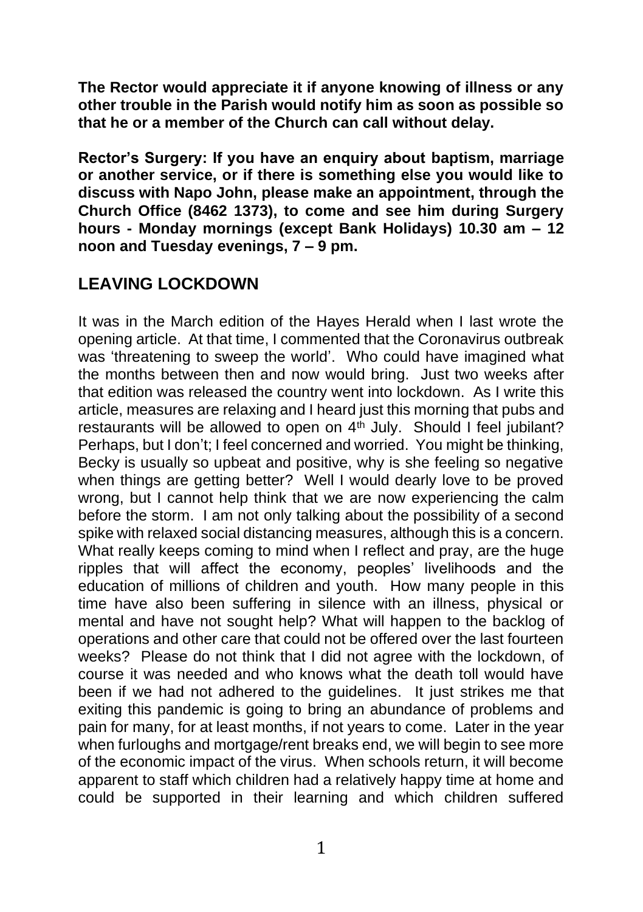**The Rector would appreciate it if anyone knowing of illness or any other trouble in the Parish would notify him as soon as possible so that he or a member of the Church can call without delay.**

**Rector's Surgery: If you have an enquiry about baptism, marriage or another service, or if there is something else you would like to discuss with Napo John, please make an appointment, through the Church Office (8462 1373), to come and see him during Surgery hours - Monday mornings (except Bank Holidays) 10.30 am – 12 noon and Tuesday evenings, 7 – 9 pm.**

## LEAVING LOCKDOWN

It was in the March edition of the Hayes Herald when I last wrote the opening article. At that time, I commented that the Coronavirus outbreak was 'threatening to sweep the world'. Who could have imagined what the months between then and now would bring. Just two weeks after that edition was released the country went into lockdown. As I write this article, measures are relaxing and I heard just this morning that pubs and restaurants will be allowed to open on 4th July. Should I feel jubilant? Perhaps, but I don't; I feel concerned and worried. You might be thinking, Becky is usually so upbeat and positive, why is she feeling so negative when things are getting better? Well I would dearly love to be proved wrong, but I cannot help think that we are now experiencing the calm before the storm. I am not only talking about the possibility of a second spike with relaxed social distancing measures, although this is a concern. What really keeps coming to mind when I reflect and pray, are the huge ripples that will affect the economy, peoples' livelihoods and the education of millions of children and youth. How many people in this time have also been suffering in silence with an illness, physical or mental and have not sought help? What will happen to the backlog of operations and other care that could not be offered over the last fourteen weeks? Please do not think that I did not agree with the lockdown, of course it was needed and who knows what the death toll would have been if we had not adhered to the guidelines. It just strikes me that exiting this pandemic is going to bring an abundance of problems and pain for many, for at least months, if not years to come. Later in the year when furloughs and mortgage/rent breaks end, we will begin to see more of the economic impact of the virus. When schools return, it will become apparent to staff which children had a relatively happy time at home and could be supported in their learning and which children suffered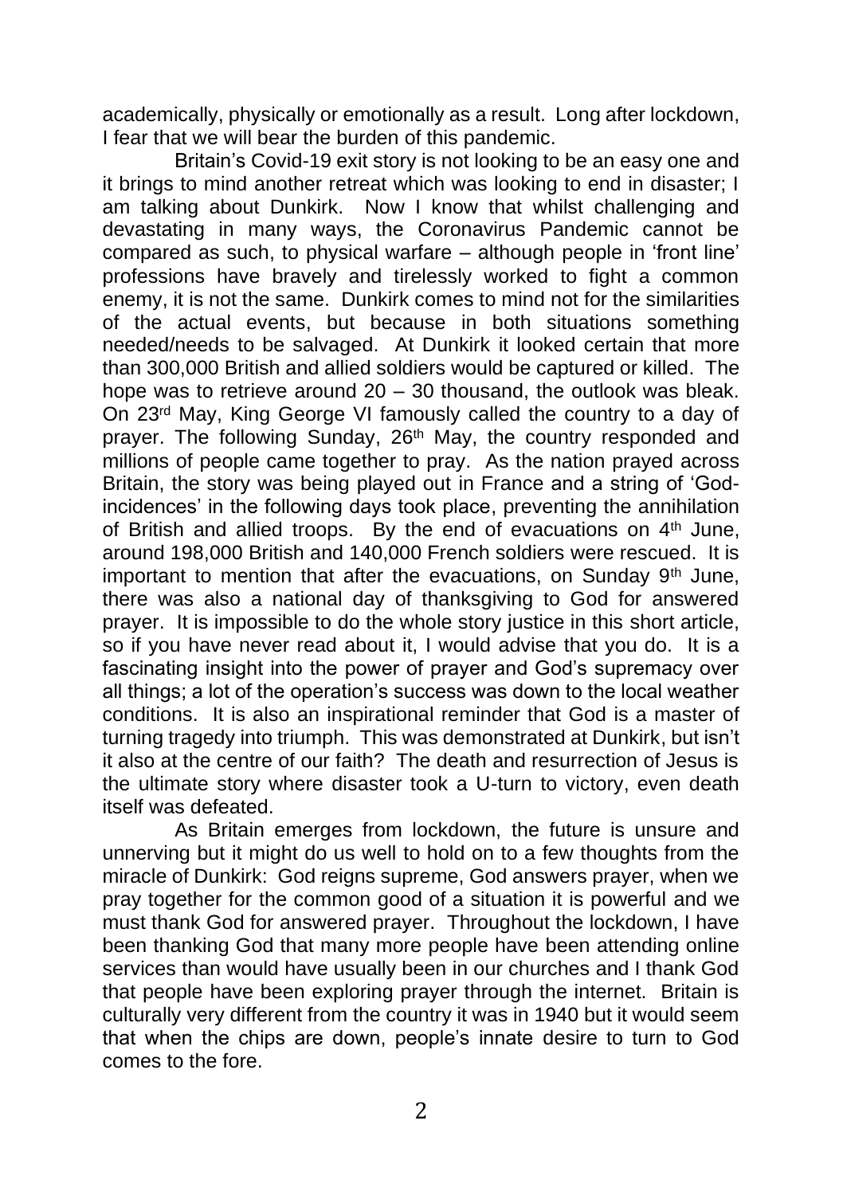academically, physically or emotionally as a result. Long after lockdown, I fear that we will bear the burden of this pandemic.

Britain's Covid-19 exit story is not looking to be an easy one and it brings to mind another retreat which was looking to end in disaster; I am talking about Dunkirk. Now I know that whilst challenging and devastating in many ways, the Coronavirus Pandemic cannot be compared as such, to physical warfare – although people in 'front line' professions have bravely and tirelessly worked to fight a common enemy, it is not the same. Dunkirk comes to mind not for the similarities of the actual events, but because in both situations something needed/needs to be salvaged. At Dunkirk it looked certain that more than 300,000 British and allied soldiers would be captured or killed. The hope was to retrieve around 20 – 30 thousand, the outlook was bleak. On 23rd May, King George VI famously called the country to a day of prayer. The following Sunday, 26th May, the country responded and millions of people came together to pray. As the nation prayed across Britain, the story was being played out in France and a string of 'God-incidences' in the following days took place, preventing the annihilation of British and allied troops. By the end of evacuations on 4th June, around 198,000 British and 140,000 French soldiers were rescued. It is important to mention that after the evacuations, on Sunday 9th June, there was also a national day of thanksgiving to God for answered prayer. It is impossible to do the whole story justice in this short article, so if you have never read about it, I would advise that you do. It is a fascinating insight into the power of prayer and God's supremacy over all things; a lot of the operation's success was down to the local weather conditions. It is also an inspirational reminder that God is a master of turning tragedy into triumph. This was demonstrated at Dunkirk, but isn't it also at the centre of our faith? The death and resurrection of Jesus is the ultimate story where disaster took a U-turn to victory, even death itself was defeated.

As Britain emerges from lockdown, the future is unsure and unnerving but it might do us well to hold on to a few thoughts from the miracle of Dunkirk: God reigns supreme, God answers prayer, when we pray together for the common good of a situation it is powerful and we must thank God for answered prayer. Throughout the lockdown, I have been thanking God that many more people have been attending online services than would have usually been in our churches and I thank God that people have been exploring prayer through the internet. Britain is culturally very different from the country it was in 1940 but it would seem that when the chips are down, people's innate desire to turn to God comes to the fore.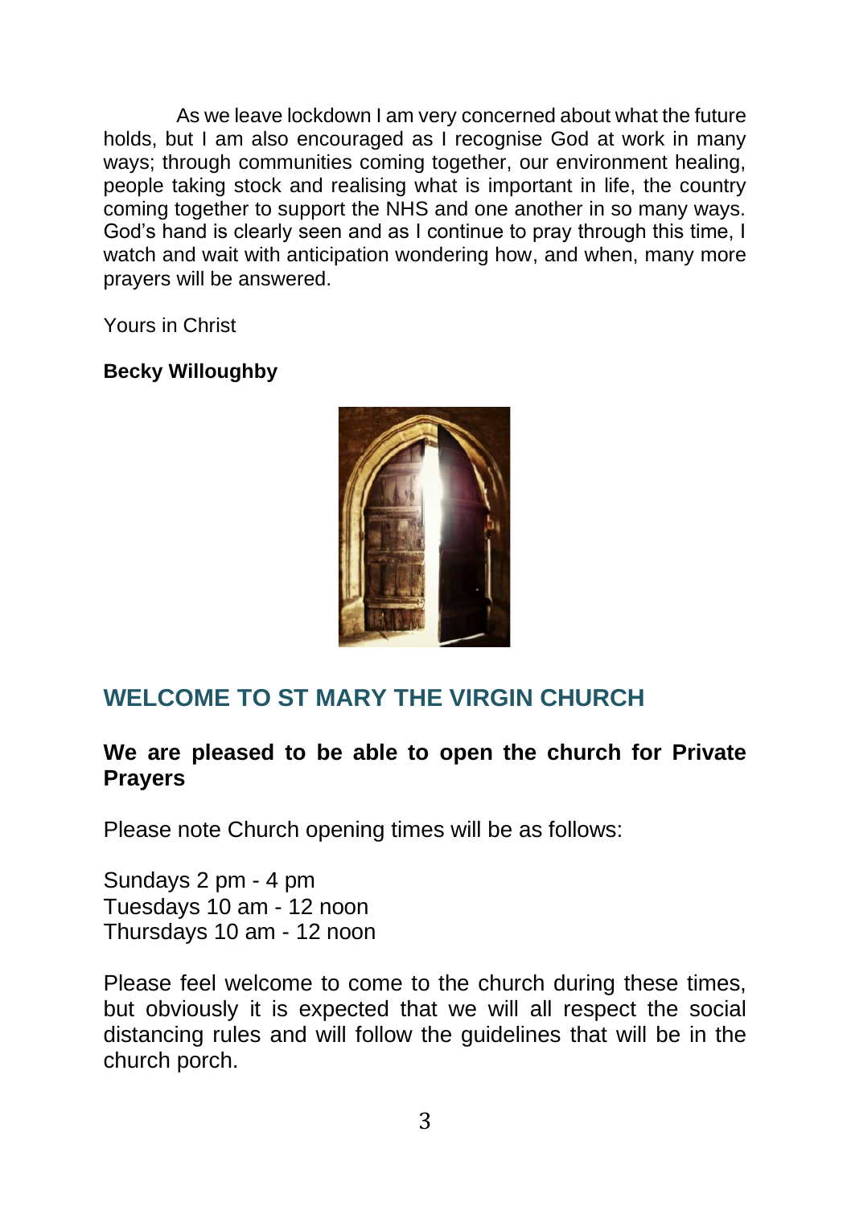As we leave lockdown I am very concerned about what the future holds, but I am also encouraged as I recognise God at work in many ways; through communities coming together, our environment healing, people taking stock and realising what is important in life, the country coming together to support the NHS and one another in so many ways. God's hand is clearly seen and as I continue to pray through this time, I watch and wait with anticipation wondering how, and when, many more prayers will be answered.

Yours in Christ

**Becky Willoughby**

## WELCOME TO ST MARY THE VIRGIN CHURCH

**We are pleased to be able to open the church for Private Prayers**

Please note Church opening times will be as follows:

Sundays 2 pm - 4 pm
Tuesdays 10 am - 12 noon
Thursdays 10 am - 12 noon

Please feel welcome to come to the church during these times, but obviously it is expected that we will all respect the social distancing rules and will follow the guidelines that will be in the church porch.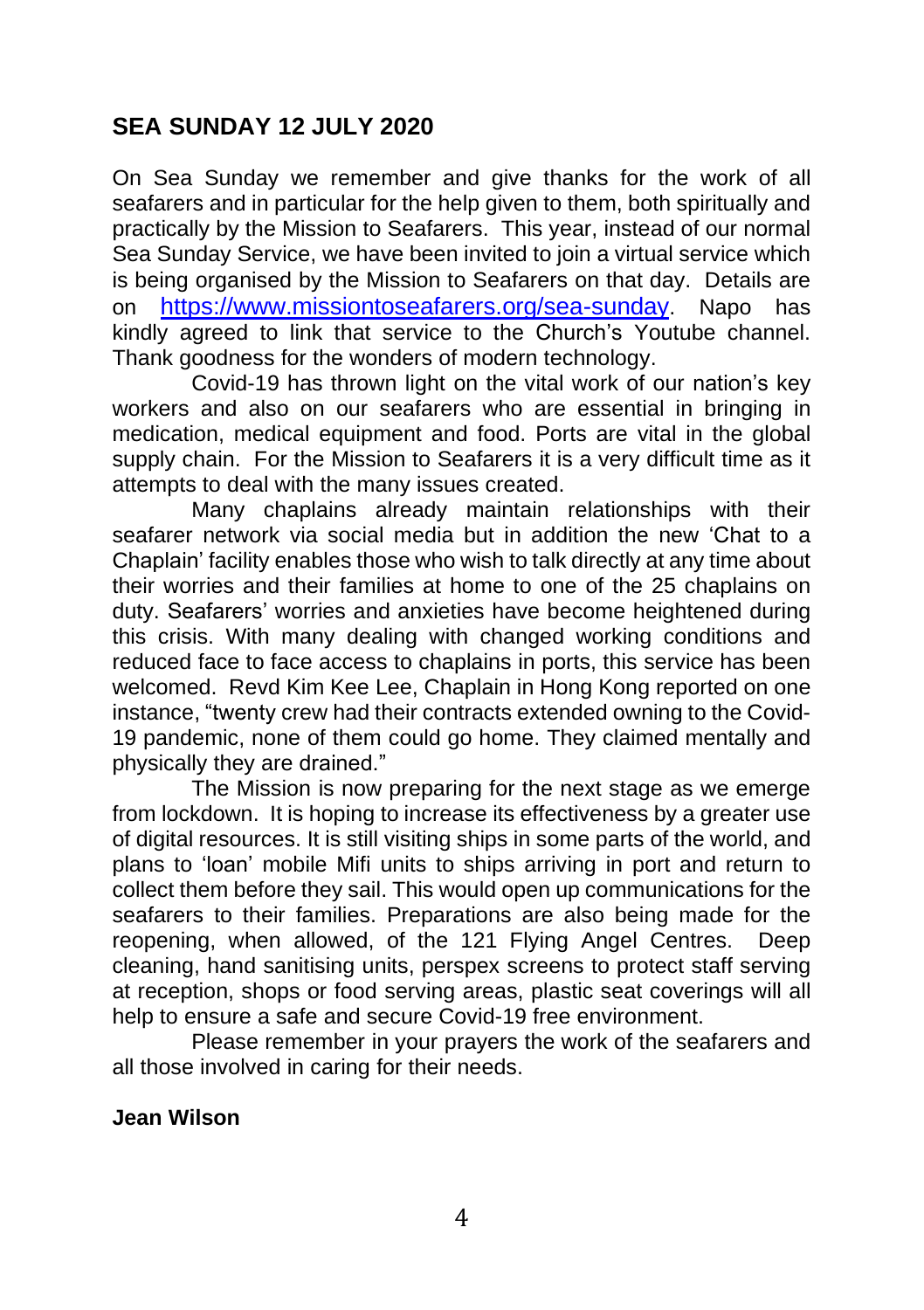## SEA SUNDAY 12 JULY 2020

On Sea Sunday we remember and give thanks for the work of all seafarers and in particular for the help given to them, both spiritually and practically by the Mission to Seafarers. This year, instead of our normal Sea Sunday Service, we have been invited to join a virtual service which is being organised by the Mission to Seafarers on that day. Details are on https://www.missiontoseafarers.org/sea-sunday. Napo has kindly agreed to link that service to the Church's Youtube channel. Thank goodness for the wonders of modern technology.

Covid-19 has thrown light on the vital work of our nation's key workers and also on our seafarers who are essential in bringing in medication, medical equipment and food. Ports are vital in the global supply chain. For the Mission to Seafarers it is a very difficult time as it attempts to deal with the many issues created.

Many chaplains already maintain relationships with their seafarer network via social media but in addition the new 'Chat to a Chaplain' facility enables those who wish to talk directly at any time about their worries and their families at home to one of the 25 chaplains on duty. Seafarers' worries and anxieties have become heightened during this crisis. With many dealing with changed working conditions and reduced face to face access to chaplains in ports, this service has been welcomed. Revd Kim Kee Lee, Chaplain in Hong Kong reported on one instance, "twenty crew had their contracts extended owning to the Covid-19 pandemic, none of them could go home. They claimed mentally and physically they are drained."

The Mission is now preparing for the next stage as we emerge from lockdown. It is hoping to increase its effectiveness by a greater use of digital resources. It is still visiting ships in some parts of the world, and plans to 'loan' mobile Mifi units to ships arriving in port and return to collect them before they sail. This would open up communications for the seafarers to their families. Preparations are also being made for the reopening, when allowed, of the 121 Flying Angel Centres. Deep cleaning, hand sanitising units, perspex screens to protect staff serving at reception, shops or food serving areas, plastic seat coverings will all help to ensure a safe and secure Covid-19 free environment.

Please remember in your prayers the work of the seafarers and all those involved in caring for their needs.

**Jean Wilson**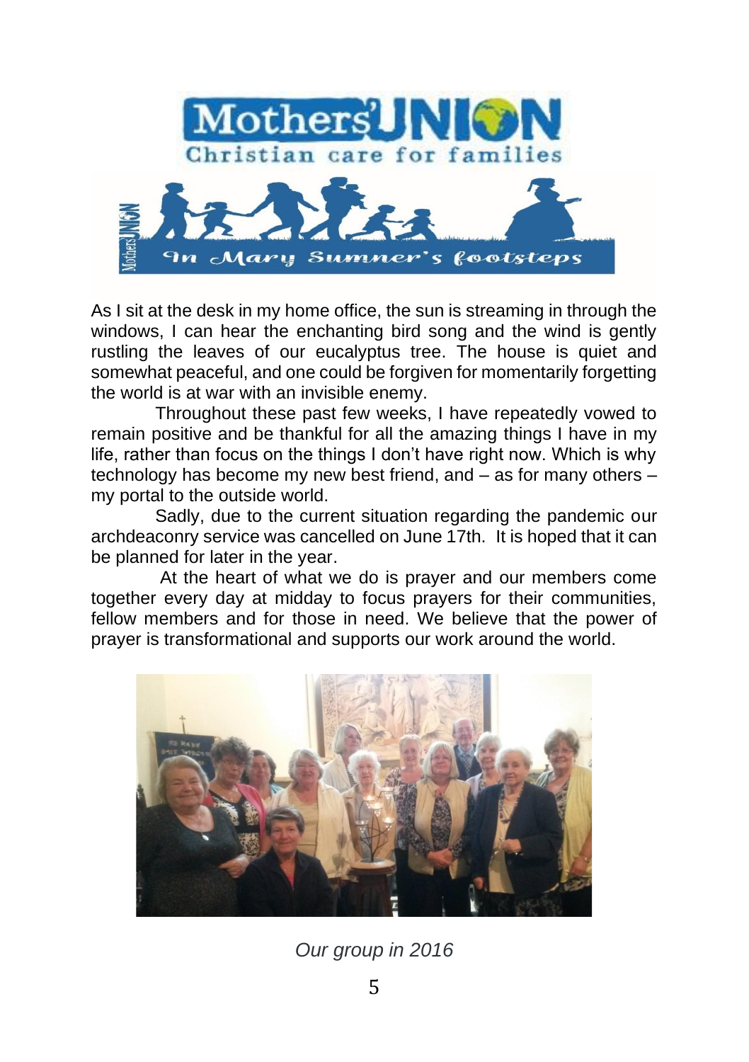As I sit at the desk in my home office, the sun is streaming in through the windows, I can hear the enchanting bird song and the wind is gently rustling the leaves of our eucalyptus tree. The house is quiet and somewhat peaceful, and one could be forgiven for momentarily forgetting the world is at war with an invisible enemy.

Throughout these past few weeks, I have repeatedly vowed to remain positive and be thankful for all the amazing things I have in my life, rather than focus on the things I don't have right now. Which is why technology has become my new best friend, and – as for many others – my portal to the outside world.

Sadly, due to the current situation regarding the pandemic our archdeaconry service was cancelled on June 17th. It is hoped that it can be planned for later in the year.

At the heart of what we do is prayer and our members come together every day at midday to focus prayers for their communities, fellow members and for those in need. We believe that the power of prayer is transformational and supports our work around the world.

*Our group in 2016*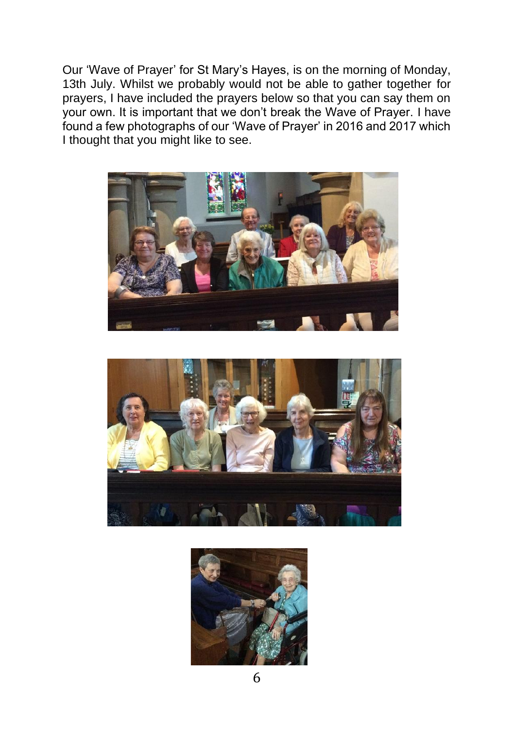Our 'Wave of Prayer' for St Mary's Hayes, is on the morning of Monday, 13th July. Whilst we probably would not be able to gather together for prayers, I have included the prayers below so that you can say them on your own. It is important that we don't break the Wave of Prayer. I have found a few photographs of our 'Wave of Prayer' in 2016 and 2017 which I thought that you might like to see.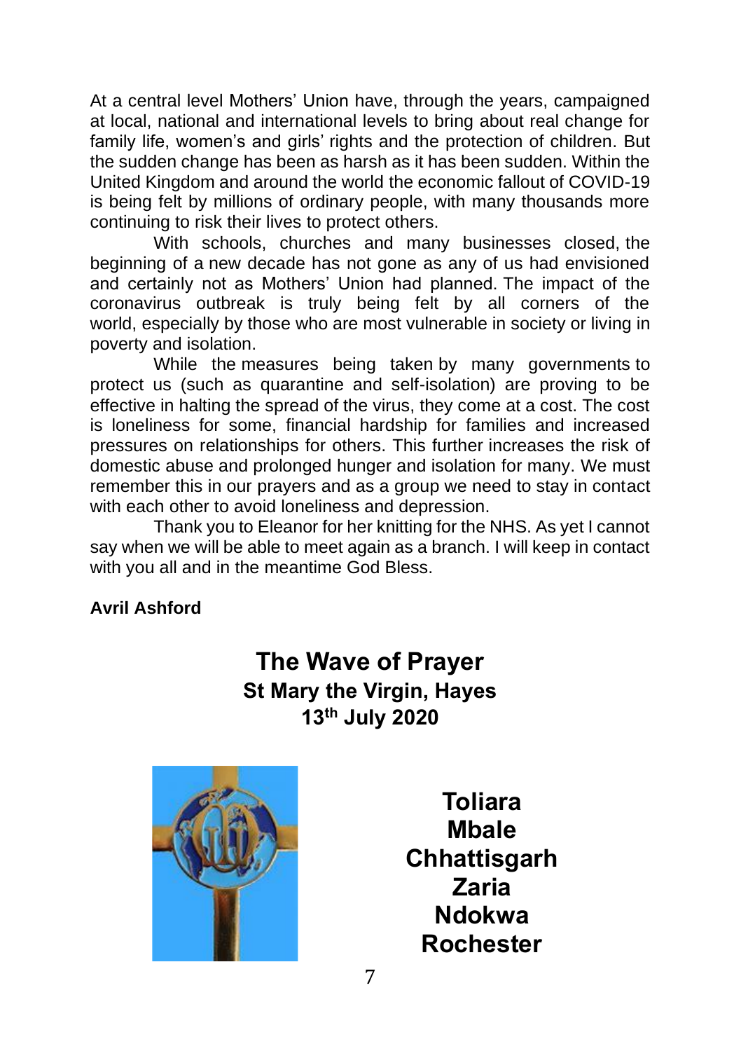At a central level Mothers' Union have, through the years, campaigned at local, national and international levels to bring about real change for family life, women's and girls' rights and the protection of children. But the sudden change has been as harsh as it has been sudden. Within the United Kingdom and around the world the economic fallout of COVID-19 is being felt by millions of ordinary people, with many thousands more continuing to risk their lives to protect others.

With schools, churches and many businesses closed, the beginning of a new decade has not gone as any of us had envisioned and certainly not as Mothers' Union had planned. The impact of the coronavirus outbreak is truly being felt by all corners of the world, especially by those who are most vulnerable in society or living in poverty and isolation.

While the measures being taken by many governments to protect us (such as quarantine and self-isolation) are proving to be effective in halting the spread of the virus, they come at a cost. The cost is loneliness for some, financial hardship for families and increased pressures on relationships for others. This further increases the risk of domestic abuse and prolonged hunger and isolation for many. We must remember this in our prayers and as a group we need to stay in contact with each other to avoid loneliness and depression.

Thank you to Eleanor for her knitting for the NHS. As yet I cannot say when we will be able to meet again as a branch. I will keep in contact with you all and in the meantime God Bless.

**Avril Ashford**

## The Wave of Prayer

### St Mary the Virgin, Hayes

### 13th July 2020

**Toliara**
**Mbale**
**Chhattisgarh**
**Zaria**
**Ndokwa**
**Rochester**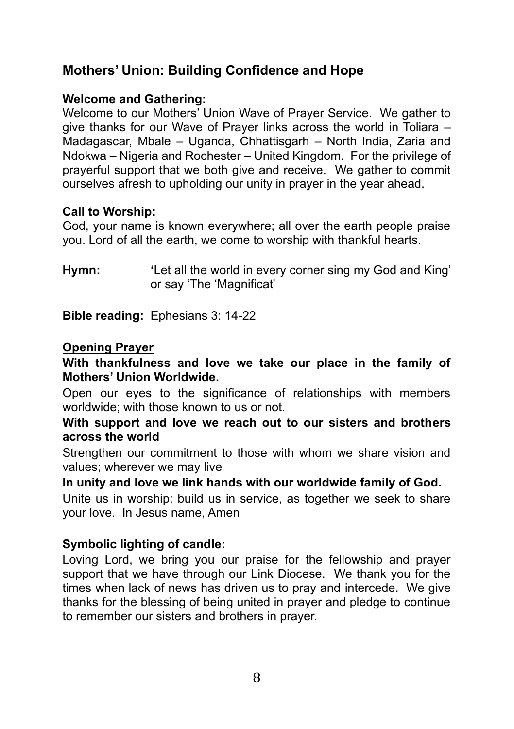## Mothers' Union: Building Confidence and Hope

**Welcome and Gathering:**

Welcome to our Mothers' Union Wave of Prayer Service. We gather to give thanks for our Wave of Prayer links across the world in Toliara – Madagascar, Mbale – Uganda, Chhattisgarh – North India, Zaria and Ndokwa – Nigeria and Rochester – United Kingdom. For the privilege of prayerful support that we both give and receive. We gather to commit ourselves afresh to upholding our unity in prayer in the year ahead.

**Call to Worship:**

God, your name is known everywhere; all over the earth people praise you. Lord of all the earth, we come to worship with thankful hearts.

**Hymn:** 'Let all the world in every corner sing my God and King' or say 'The 'Magnificat'

**Bible reading:** Ephesians 3: 14-22

**<u>Opening Prayer</u>**

**With thankfulness and love we take our place in the family of Mothers' Union Worldwide.**

Open our eyes to the significance of relationships with members worldwide; with those known to us or not.

**With support and love we reach out to our sisters and brothers across the world**

Strengthen our commitment to those with whom we share vision and values; wherever we may live

**In unity and love we link hands with our worldwide family of God.**

Unite us in worship; build us in service, as together we seek to share your love. In Jesus name, Amen

**Symbolic lighting of candle:**

Loving Lord, we bring you our praise for the fellowship and prayer support that we have through our Link Diocese. We thank you for the times when lack of news has driven us to pray and intercede. We give thanks for the blessing of being united in prayer and pledge to continue to remember our sisters and brothers in prayer.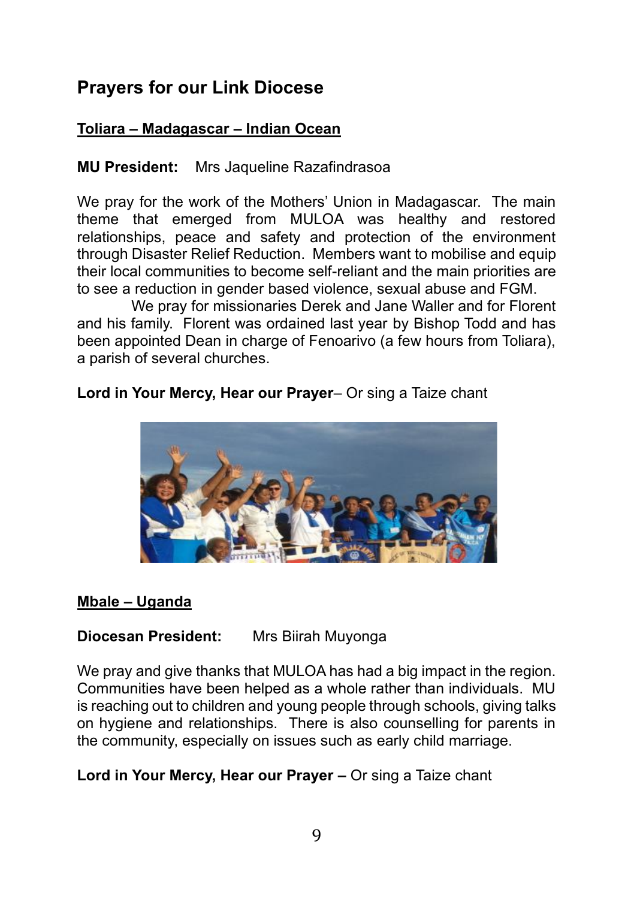## Prayers for our Link Diocese

**Toliara – Madagascar – Indian Ocean**

**MU President:** Mrs Jaqueline Razafindrasoa

We pray for the work of the Mothers' Union in Madagascar. The main theme that emerged from MULOA was healthy and restored relationships, peace and safety and protection of the environment through Disaster Relief Reduction. Members want to mobilise and equip their local communities to become self-reliant and the main priorities are to see a reduction in gender based violence, sexual abuse and FGM.

We pray for missionaries Derek and Jane Waller and for Florent and his family. Florent was ordained last year by Bishop Todd and has been appointed Dean in charge of Fenoarivo (a few hours from Toliara), a parish of several churches.

**Lord in Your Mercy, Hear our Prayer**– Or sing a Taize chant

**Mbale – Uganda**

**Diocesan President:** Mrs Biirah Muyonga

We pray and give thanks that MULOA has had a big impact in the region. Communities have been helped as a whole rather than individuals. MU is reaching out to children and young people through schools, giving talks on hygiene and relationships. There is also counselling for parents in the community, especially on issues such as early child marriage.

**Lord in Your Mercy, Hear our Prayer –** Or sing a Taize chant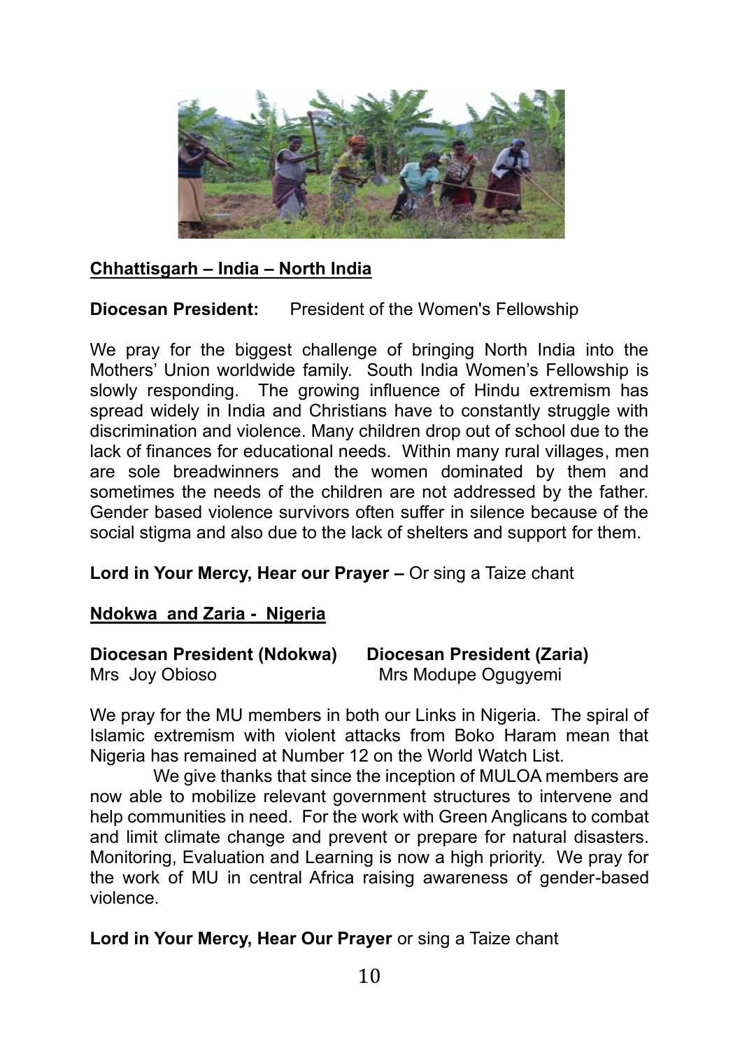**<u>Chhattisgarh – India – North India</u>**

**Diocesan President:** President of the Women's Fellowship

We pray for the biggest challenge of bringing North India into the Mothers' Union worldwide family. South India Women's Fellowship is slowly responding. The growing influence of Hindu extremism has spread widely in India and Christians have to constantly struggle with discrimination and violence. Many children drop out of school due to the lack of finances for educational needs. Within many rural villages, men are sole breadwinners and the women dominated by them and sometimes the needs of the children are not addressed by the father. Gender based violence survivors often suffer in silence because of the social stigma and also due to the lack of shelters and support for them.

**Lord in Your Mercy, Hear our Prayer –** Or sing a Taize chant

**<u>Ndokwa and Zaria - Nigeria</u>**

**Diocesan President (Ndokwa)**
Mrs Joy Obioso

**Diocesan President (Zaria)**
Mrs Modupe Ogugyemi

We pray for the MU members in both our Links in Nigeria. The spiral of Islamic extremism with violent attacks from Boko Haram mean that Nigeria has remained at Number 12 on the World Watch List.

We give thanks that since the inception of MULOA members are now able to mobilize relevant government structures to intervene and help communities in need. For the work with Green Anglicans to combat and limit climate change and prevent or prepare for natural disasters. Monitoring, Evaluation and Learning is now a high priority. We pray for the work of MU in central Africa raising awareness of gender-based violence.

**Lord in Your Mercy, Hear Our Prayer** or sing a Taize chant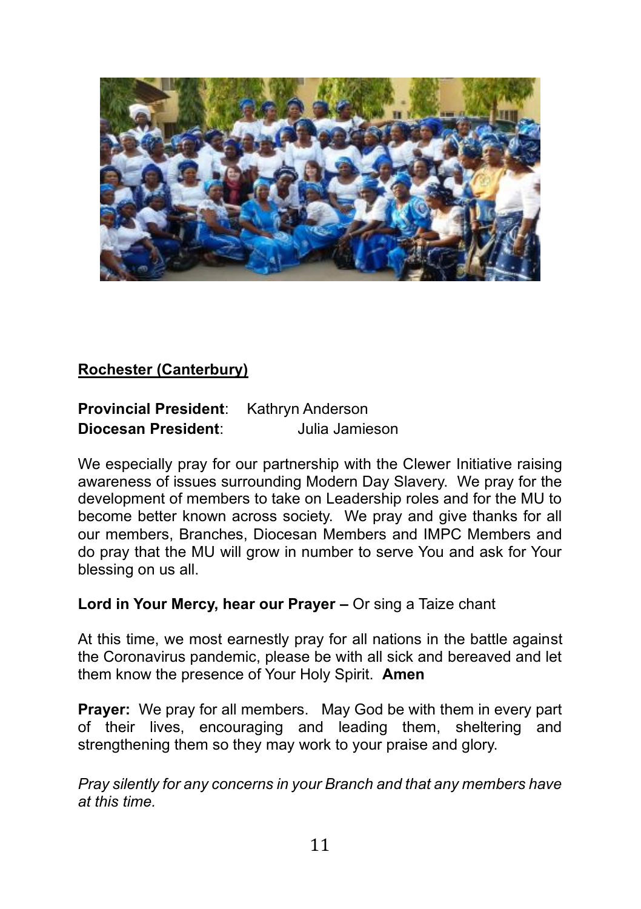**Rochester (Canterbury)**

**Provincial President**: Kathryn Anderson
**Diocesan President**: Julia Jamieson

We especially pray for our partnership with the Clewer Initiative raising awareness of issues surrounding Modern Day Slavery. We pray for the development of members to take on Leadership roles and for the MU to become better known across society. We pray and give thanks for all our members, Branches, Diocesan Members and IMPC Members and do pray that the MU will grow in number to serve You and ask for Your blessing on us all.

**Lord in Your Mercy, hear our Prayer –** Or sing a Taize chant

At this time, we most earnestly pray for all nations in the battle against the Coronavirus pandemic, please be with all sick and bereaved and let them know the presence of Your Holy Spirit. **Amen**

**Prayer:** We pray for all members. May God be with them in every part of their lives, encouraging and leading them, sheltering and strengthening them so they may work to your praise and glory.

*Pray silently for any concerns in your Branch and that any members have at this time.*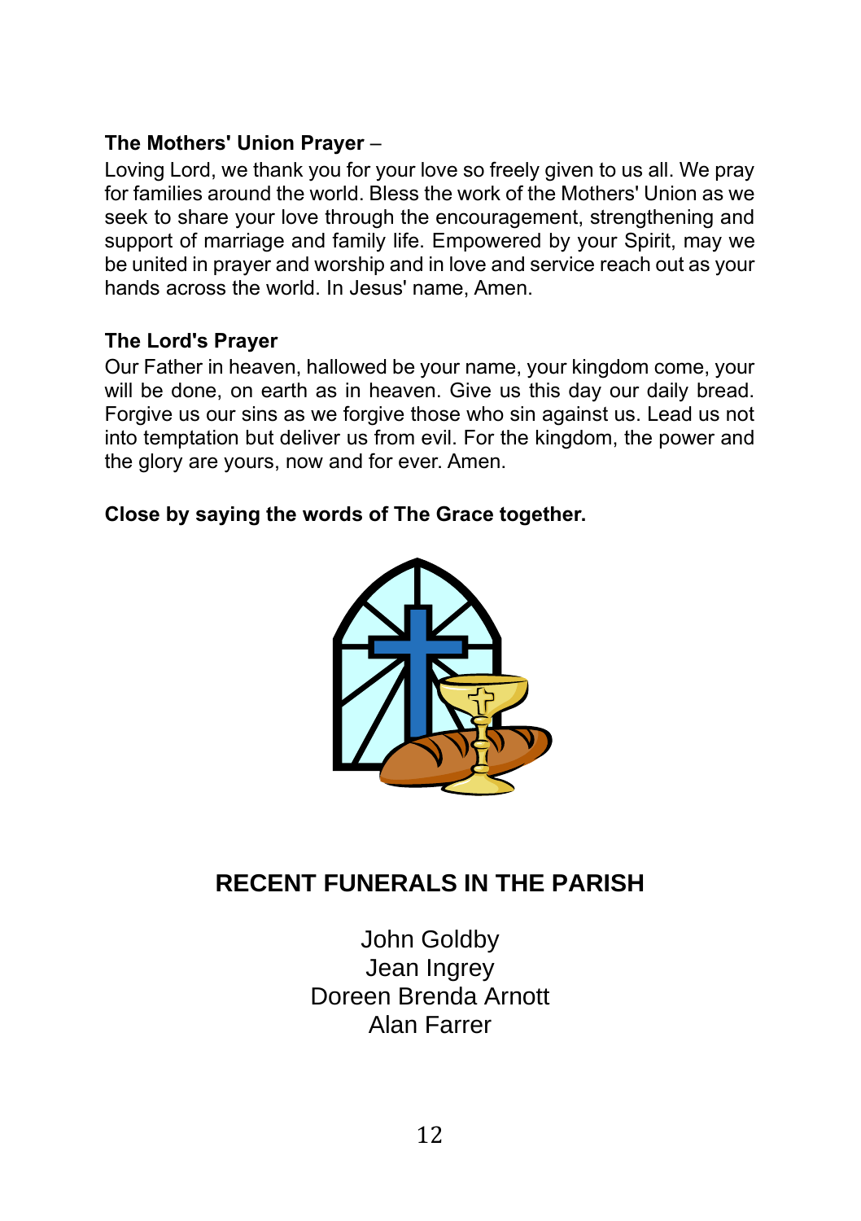**The Mothers' Union Prayer** –
Loving Lord, we thank you for your love so freely given to us all. We pray for families around the world. Bless the work of the Mothers' Union as we seek to share your love through the encouragement, strengthening and support of marriage and family life. Empowered by your Spirit, may we be united in prayer and worship and in love and service reach out as your hands across the world. In Jesus' name, Amen.

**The Lord's Prayer**
Our Father in heaven, hallowed be your name, your kingdom come, your will be done, on earth as in heaven. Give us this day our daily bread. Forgive us our sins as we forgive those who sin against us. Lead us not into temptation but deliver us from evil. For the kingdom, the power and the glory are yours, now and for ever. Amen.

**Close by saying the words of The Grace together.**

## RECENT FUNERALS IN THE PARISH

John Goldby
Jean Ingrey
Doreen Brenda Arnott
Alan Farrer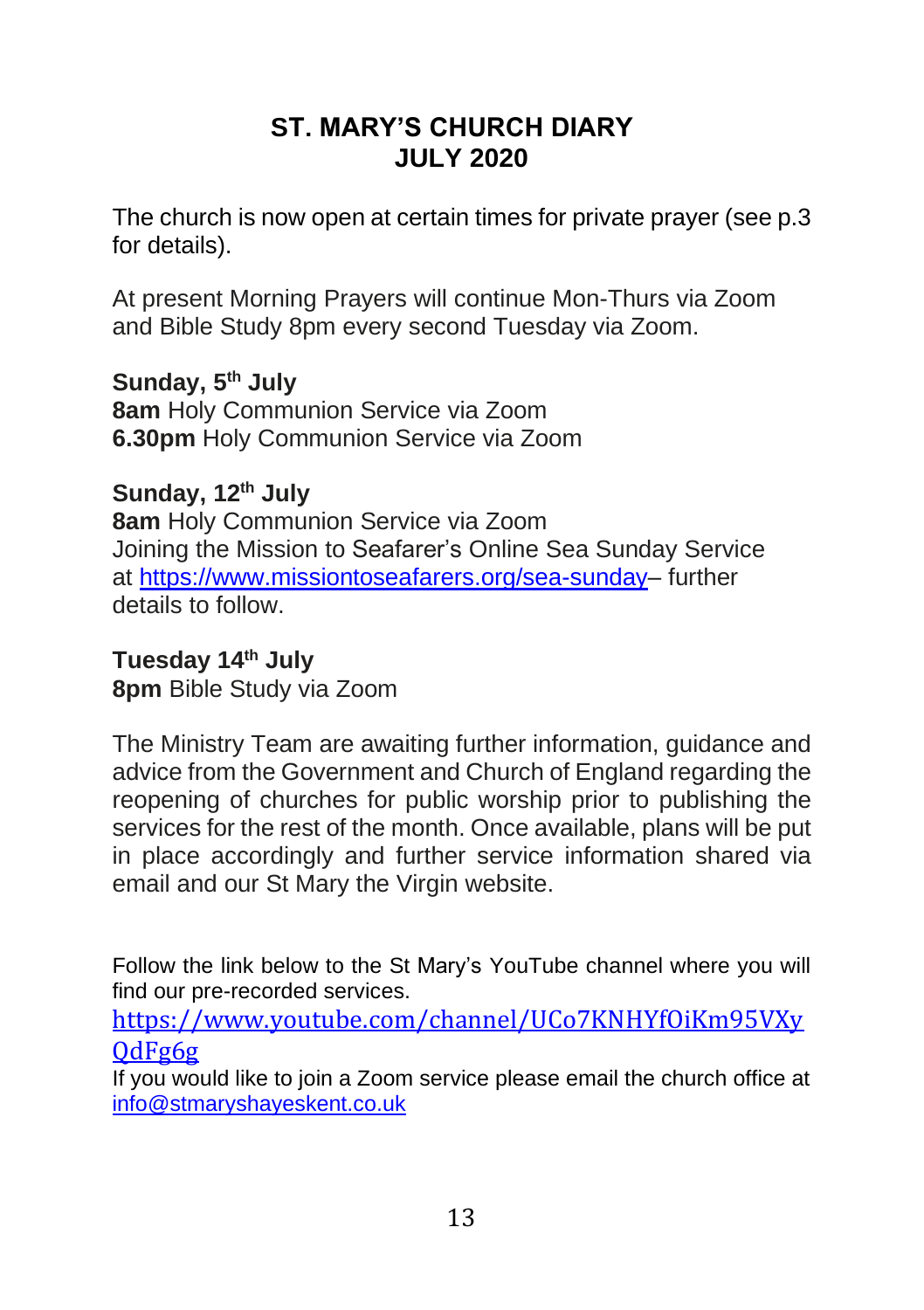# ST. MARY'S CHURCH DIARY
# JULY 2020

The church is now open at certain times for private prayer (see p.3 for details).

At present Morning Prayers will continue Mon-Thurs via Zoom and Bible Study 8pm every second Tuesday via Zoom.

**Sunday, 5th July**
**8am** Holy Communion Service via Zoom
**6.30pm** Holy Communion Service via Zoom

**Sunday, 12th July**
**8am** Holy Communion Service via Zoom
Joining the Mission to Seafarer's Online Sea Sunday Service at https://www.missiontoseafarers.org/sea-sunday– further details to follow.

**Tuesday 14th July**
**8pm** Bible Study via Zoom

The Ministry Team are awaiting further information, guidance and advice from the Government and Church of England regarding the reopening of churches for public worship prior to publishing the services for the rest of the month. Once available, plans will be put in place accordingly and further service information shared via email and our St Mary the Virgin website.

Follow the link below to the St Mary's YouTube channel where you will find our pre-recorded services.
https://www.youtube.com/channel/UCo7KNHYfOiKm95VXyQdFg6g
If you would like to join a Zoom service please email the church office at info@stmaryshayeskent.co.uk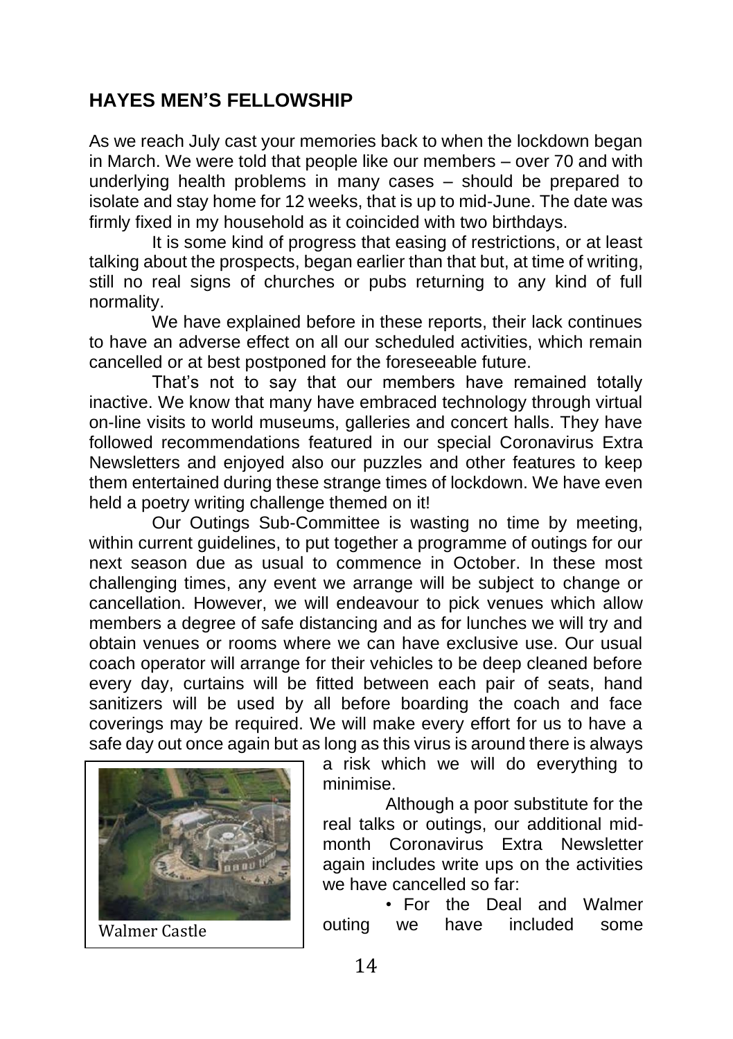## HAYES MEN'S FELLOWSHIP

As we reach July cast your memories back to when the lockdown began in March. We were told that people like our members – over 70 and with underlying health problems in many cases – should be prepared to isolate and stay home for 12 weeks, that is up to mid-June. The date was firmly fixed in my household as it coincided with two birthdays.

It is some kind of progress that easing of restrictions, or at least talking about the prospects, began earlier than that but, at time of writing, still no real signs of churches or pubs returning to any kind of full normality.

We have explained before in these reports, their lack continues to have an adverse effect on all our scheduled activities, which remain cancelled or at best postponed for the foreseeable future.

That's not to say that our members have remained totally inactive. We know that many have embraced technology through virtual on-line visits to world museums, galleries and concert halls. They have followed recommendations featured in our special Coronavirus Extra Newsletters and enjoyed also our puzzles and other features to keep them entertained during these strange times of lockdown. We have even held a poetry writing challenge themed on it!

Our Outings Sub-Committee is wasting no time by meeting, within current guidelines, to put together a programme of outings for our next season due as usual to commence in October. In these most challenging times, any event we arrange will be subject to change or cancellation. However, we will endeavour to pick venues which allow members a degree of safe distancing and as for lunches we will try and obtain venues or rooms where we can have exclusive use. Our usual coach operator will arrange for their vehicles to be deep cleaned before every day, curtains will be fitted between each pair of seats, hand sanitizers will be used by all before boarding the coach and face coverings may be required. We will make every effort for us to have a safe day out once again but as long as this virus is around there is always a risk which we will do everything to minimise.

Walmer Castle

Although a poor substitute for the real talks or outings, our additional mid-month Coronavirus Extra Newsletter again includes write ups on the activities we have cancelled so far:

• For the Deal and Walmer outing we have included some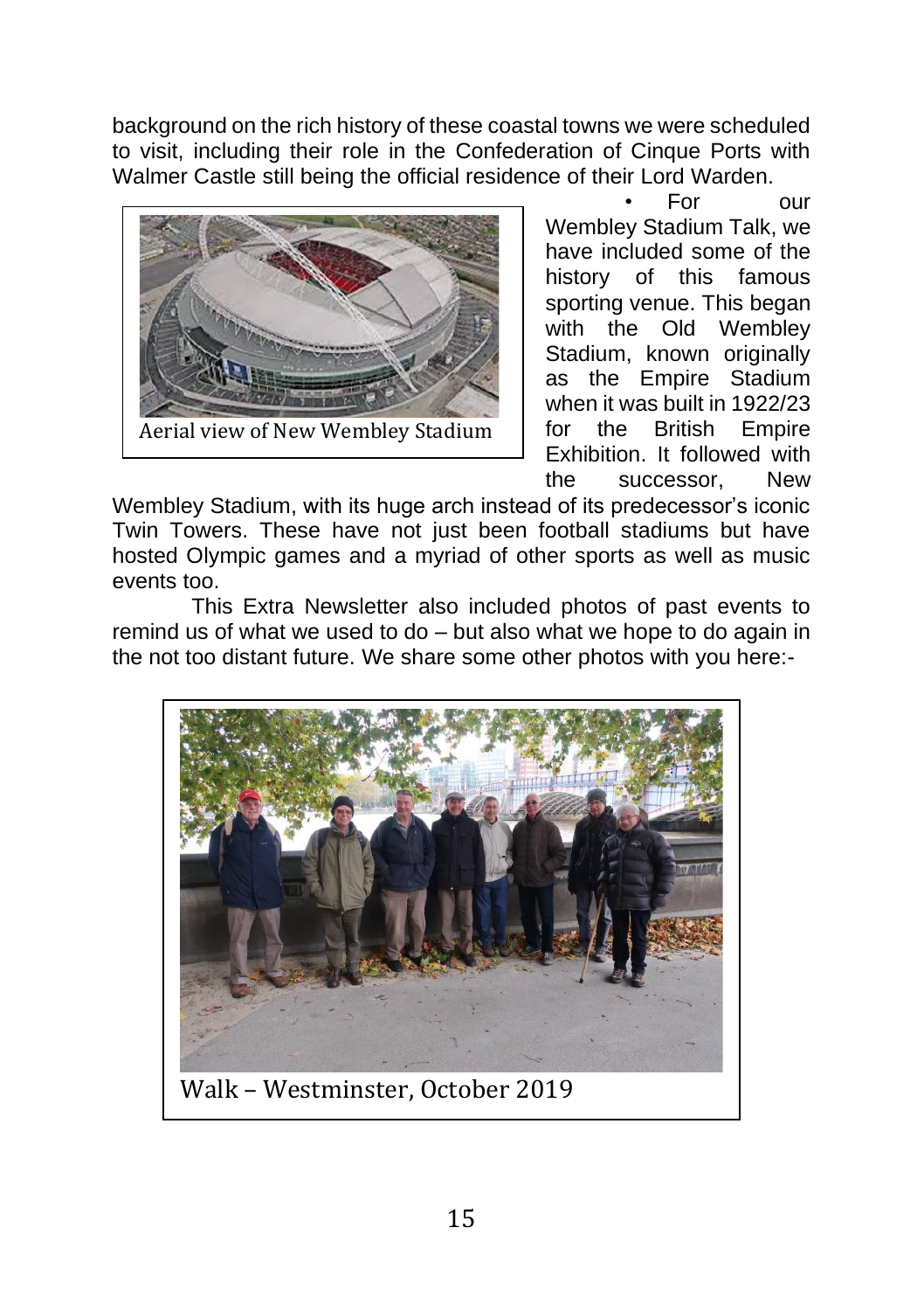background on the rich history of these coastal towns we were scheduled to visit, including their role in the Confederation of Cinque Ports with Walmer Castle still being the official residence of their Lord Warden.

Aerial view of New Wembley Stadium

- For our Wembley Stadium Talk, we have included some of the history of this famous sporting venue. This began with the Old Wembley Stadium, known originally as the Empire Stadium when it was built in 1922/23 for the British Empire Exhibition. It followed with the successor, New Wembley Stadium, with its huge arch instead of its predecessor's iconic Twin Towers. These have not just been football stadiums but have hosted Olympic games and a myriad of other sports as well as music events too.

This Extra Newsletter also included photos of past events to remind us of what we used to do – but also what we hope to do again in the not too distant future. We share some other photos with you here:-

Walk – Westminster, October 2019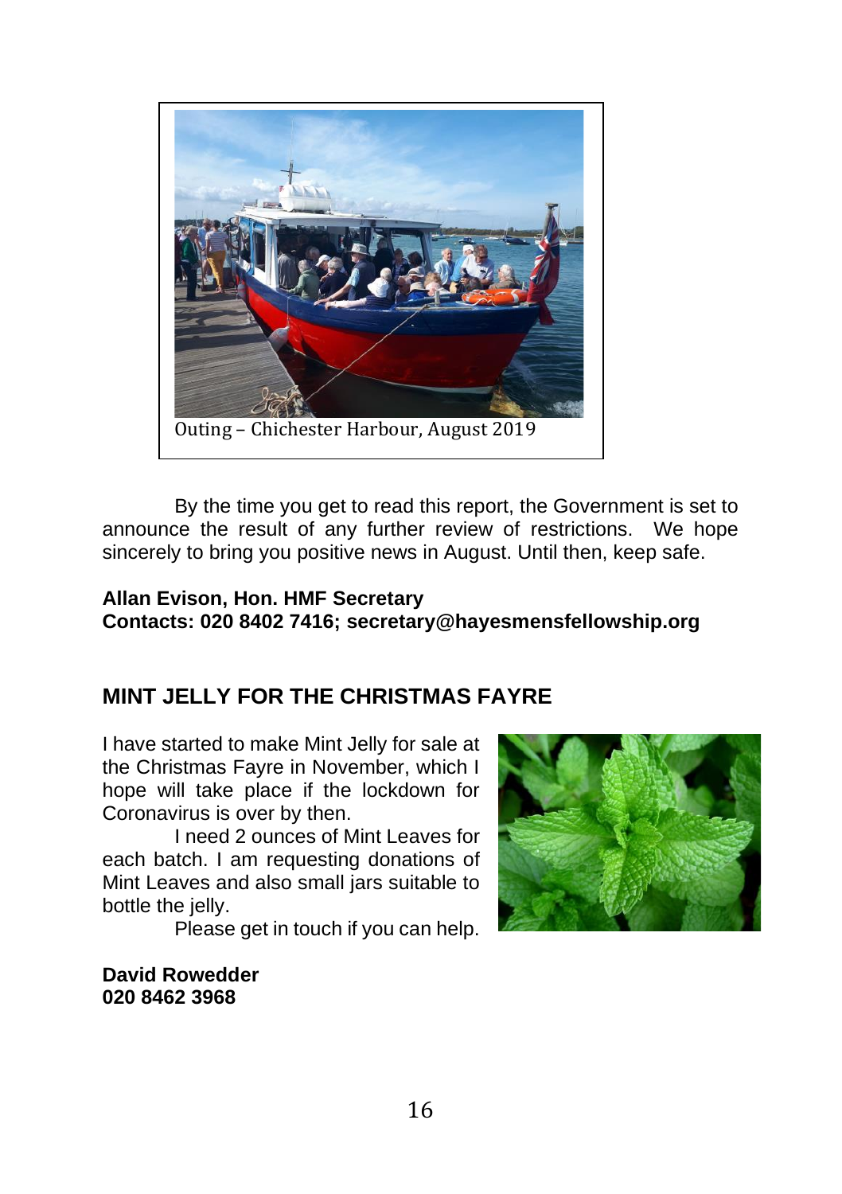Outing – Chichester Harbour, August 2019

By the time you get to read this report, the Government is set to announce the result of any further review of restrictions. We hope sincerely to bring you positive news in August. Until then, keep safe.

**Allan Evison, Hon. HMF Secretary**
**Contacts: 020 8402 7416; secretary@hayesmensfellowship.org**

## MINT JELLY FOR THE CHRISTMAS FAYRE

I have started to make Mint Jelly for sale at the Christmas Fayre in November, which I hope will take place if the lockdown for Coronavirus is over by then.

I need 2 ounces of Mint Leaves for each batch. I am requesting donations of Mint Leaves and also small jars suitable to bottle the jelly.

Please get in touch if you can help.

**David Rowedder**
**020 8462 3968**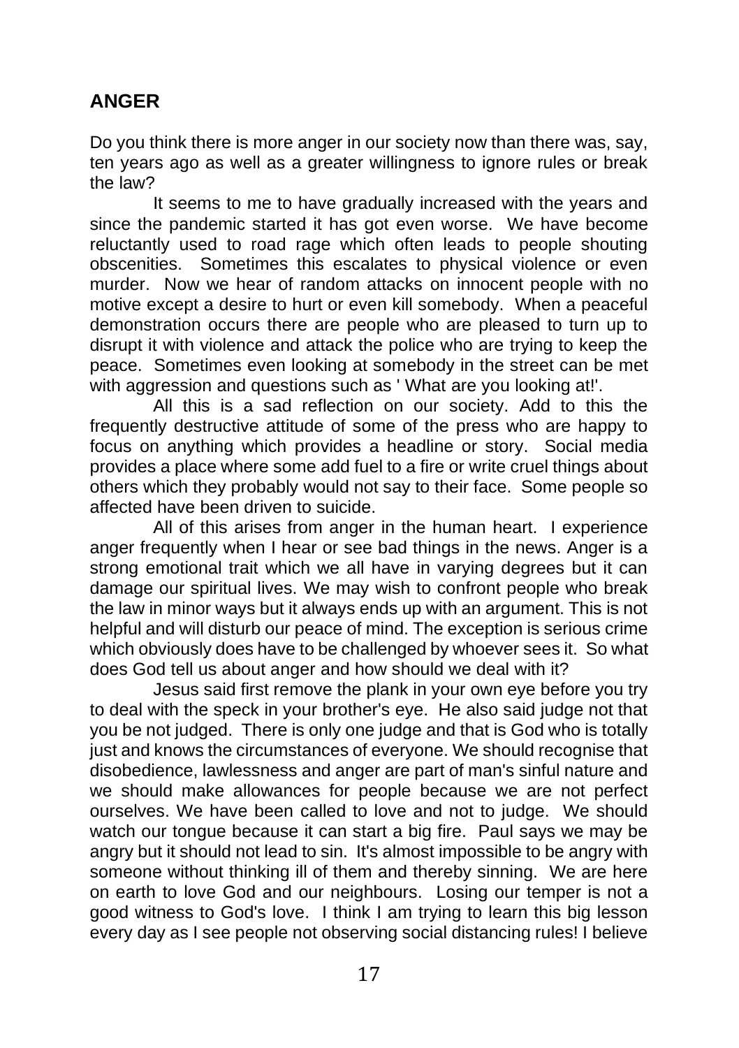## ANGER

Do you think there is more anger in our society now than there was, say, ten years ago as well as a greater willingness to ignore rules or break the law?

It seems to me to have gradually increased with the years and since the pandemic started it has got even worse. We have become reluctantly used to road rage which often leads to people shouting obscenities. Sometimes this escalates to physical violence or even murder. Now we hear of random attacks on innocent people with no motive except a desire to hurt or even kill somebody. When a peaceful demonstration occurs there are people who are pleased to turn up to disrupt it with violence and attack the police who are trying to keep the peace. Sometimes even looking at somebody in the street can be met with aggression and questions such as ' What are you looking at!'.

All this is a sad reflection on our society. Add to this the frequently destructive attitude of some of the press who are happy to focus on anything which provides a headline or story. Social media provides a place where some add fuel to a fire or write cruel things about others which they probably would not say to their face. Some people so affected have been driven to suicide.

All of this arises from anger in the human heart. I experience anger frequently when I hear or see bad things in the news. Anger is a strong emotional trait which we all have in varying degrees but it can damage our spiritual lives. We may wish to confront people who break the law in minor ways but it always ends up with an argument. This is not helpful and will disturb our peace of mind. The exception is serious crime which obviously does have to be challenged by whoever sees it. So what does God tell us about anger and how should we deal with it?

Jesus said first remove the plank in your own eye before you try to deal with the speck in your brother's eye. He also said judge not that you be not judged. There is only one judge and that is God who is totally just and knows the circumstances of everyone. We should recognise that disobedience, lawlessness and anger are part of man's sinful nature and we should make allowances for people because we are not perfect ourselves. We have been called to love and not to judge. We should watch our tongue because it can start a big fire. Paul says we may be angry but it should not lead to sin. It's almost impossible to be angry with someone without thinking ill of them and thereby sinning. We are here on earth to love God and our neighbours. Losing our temper is not a good witness to God's love. I think I am trying to learn this big lesson every day as I see people not observing social distancing rules! I believe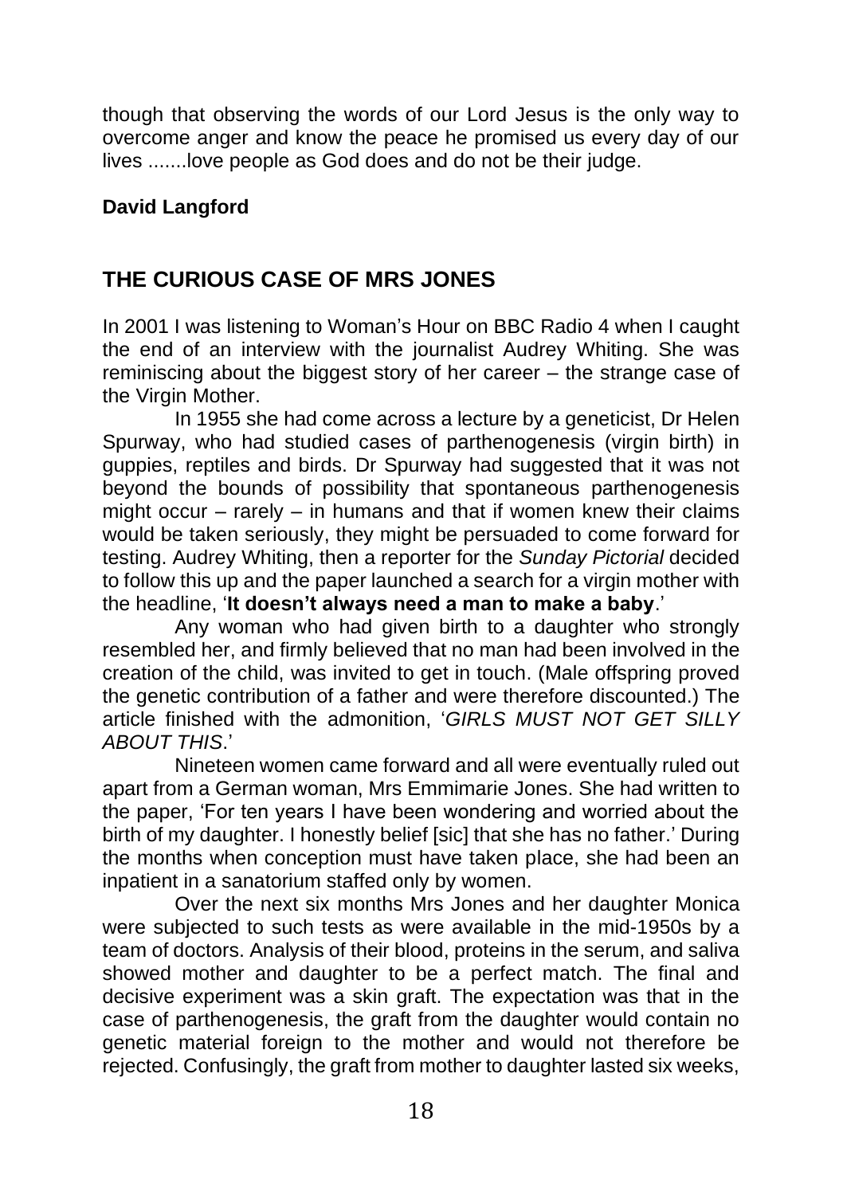though that observing the words of our Lord Jesus is the only way to overcome anger and know the peace he promised us every day of our lives .......love people as God does and do not be their judge.

**David Langford**

## THE CURIOUS CASE OF MRS JONES

In 2001 I was listening to Woman's Hour on BBC Radio 4 when I caught the end of an interview with the journalist Audrey Whiting. She was reminiscing about the biggest story of her career – the strange case of the Virgin Mother.

In 1955 she had come across a lecture by a geneticist, Dr Helen Spurway, who had studied cases of parthenogenesis (virgin birth) in guppies, reptiles and birds. Dr Spurway had suggested that it was not beyond the bounds of possibility that spontaneous parthenogenesis might occur – rarely – in humans and that if women knew their claims would be taken seriously, they might be persuaded to come forward for testing. Audrey Whiting, then a reporter for the *Sunday Pictorial* decided to follow this up and the paper launched a search for a virgin mother with the headline, '**It doesn't always need a man to make a baby**.'

Any woman who had given birth to a daughter who strongly resembled her, and firmly believed that no man had been involved in the creation of the child, was invited to get in touch. (Male offspring proved the genetic contribution of a father and were therefore discounted.) The article finished with the admonition, '*GIRLS MUST NOT GET SILLY ABOUT THIS*.'

Nineteen women came forward and all were eventually ruled out apart from a German woman, Mrs Emmimarie Jones. She had written to the paper, 'For ten years I have been wondering and worried about the birth of my daughter. I honestly belief [sic] that she has no father.' During the months when conception must have taken place, she had been an inpatient in a sanatorium staffed only by women.

Over the next six months Mrs Jones and her daughter Monica were subjected to such tests as were available in the mid-1950s by a team of doctors. Analysis of their blood, proteins in the serum, and saliva showed mother and daughter to be a perfect match. The final and decisive experiment was a skin graft. The expectation was that in the case of parthenogenesis, the graft from the daughter would contain no genetic material foreign to the mother and would not therefore be rejected. Confusingly, the graft from mother to daughter lasted six weeks,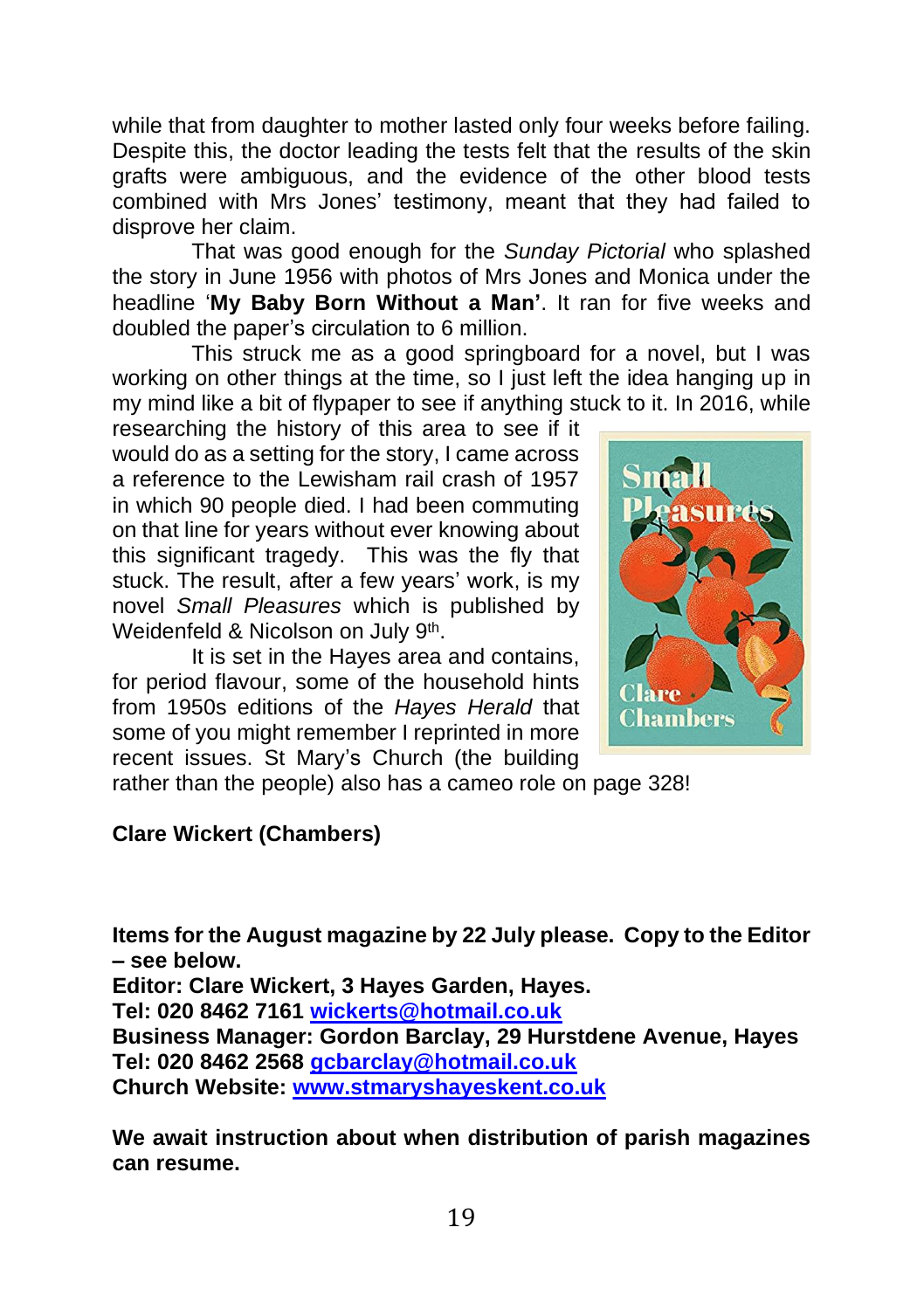while that from daughter to mother lasted only four weeks before failing. Despite this, the doctor leading the tests felt that the results of the skin grafts were ambiguous, and the evidence of the other blood tests combined with Mrs Jones' testimony, meant that they had failed to disprove her claim.

That was good enough for the *Sunday Pictorial* who splashed the story in June 1956 with photos of Mrs Jones and Monica under the headline '**My Baby Born Without a Man'**. It ran for five weeks and doubled the paper's circulation to 6 million.

This struck me as a good springboard for a novel, but I was working on other things at the time, so I just left the idea hanging up in my mind like a bit of flypaper to see if anything stuck to it. In 2016, while researching the history of this area to see if it would do as a setting for the story, I came across a reference to the Lewisham rail crash of 1957 in which 90 people died. I had been commuting on that line for years without ever knowing about this significant tragedy. This was the fly that stuck. The result, after a few years' work, is my novel *Small Pleasures* which is published by Weidenfeld & Nicolson on July 9th.

It is set in the Hayes area and contains, for period flavour, some of the household hints from 1950s editions of the *Hayes Herald* that some of you might remember I reprinted in more recent issues. St Mary's Church (the building rather than the people) also has a cameo role on page 328!

**Clare Wickert (Chambers)**

**Items for the August magazine by 22 July please. Copy to the Editor – see below.**
**Editor: Clare Wickert, 3 Hayes Garden, Hayes.**
**Tel: 020 8462 7161 wickerts@hotmail.co.uk**
**Business Manager: Gordon Barclay, 29 Hurstdene Avenue, Hayes**
**Tel: 020 8462 2568 gcbarclay@hotmail.co.uk**
**Church Website: www.stmaryshayeskent.co.uk**

**We await instruction about when distribution of parish magazines can resume.**